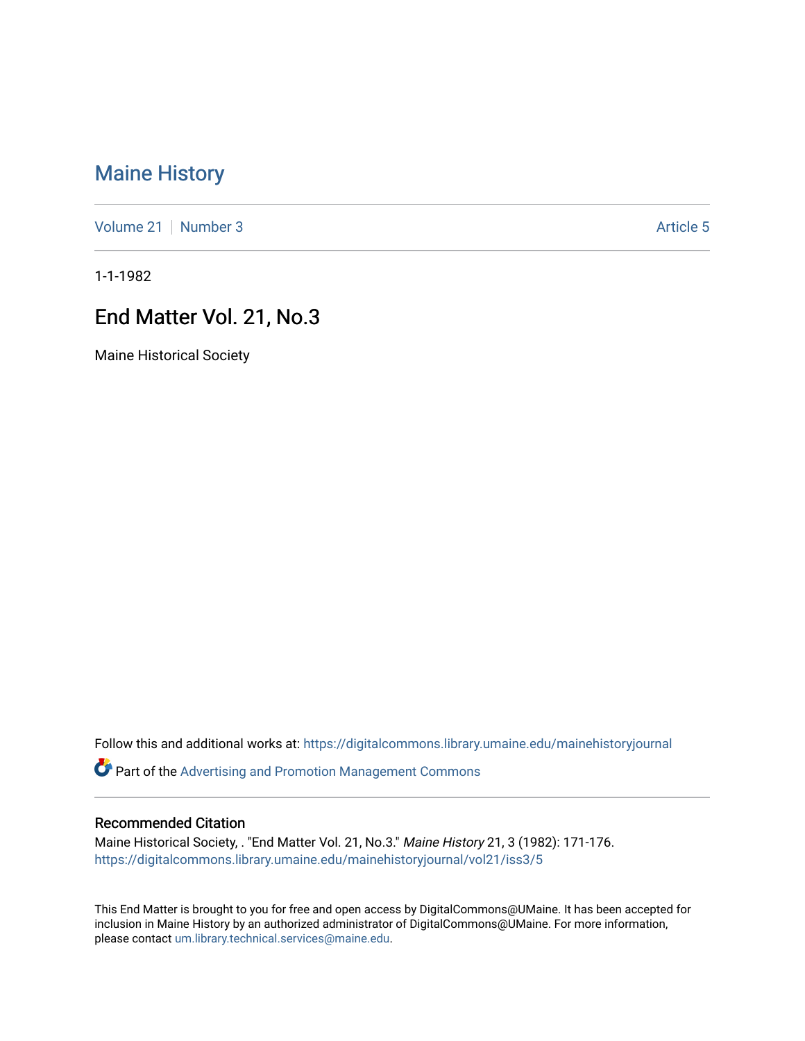# Maine History

Volume 21 | Number 3 Article 5

1-1-1982

## End Matter Vol. 21, No.3

Maine Historical Society

Follow this and additional works at: https://digitalcommons.library.umaine.edu/mainehistoryjournal

Part of the Advertising and Promotion Management Commons

### Recommended Citation

Maine Historical Society, . "End Matter Vol. 21, No.3." *Maine History* 21, 3 (1982): 171-176.
https://digitalcommons.library.umaine.edu/mainehistoryjournal/vol21/iss3/5

This End Matter is brought to you for free and open access by DigitalCommons@UMaine. It has been accepted for inclusion in Maine History by an authorized administrator of DigitalCommons@UMaine. For more information, please contact um.library.technical.services@maine.edu.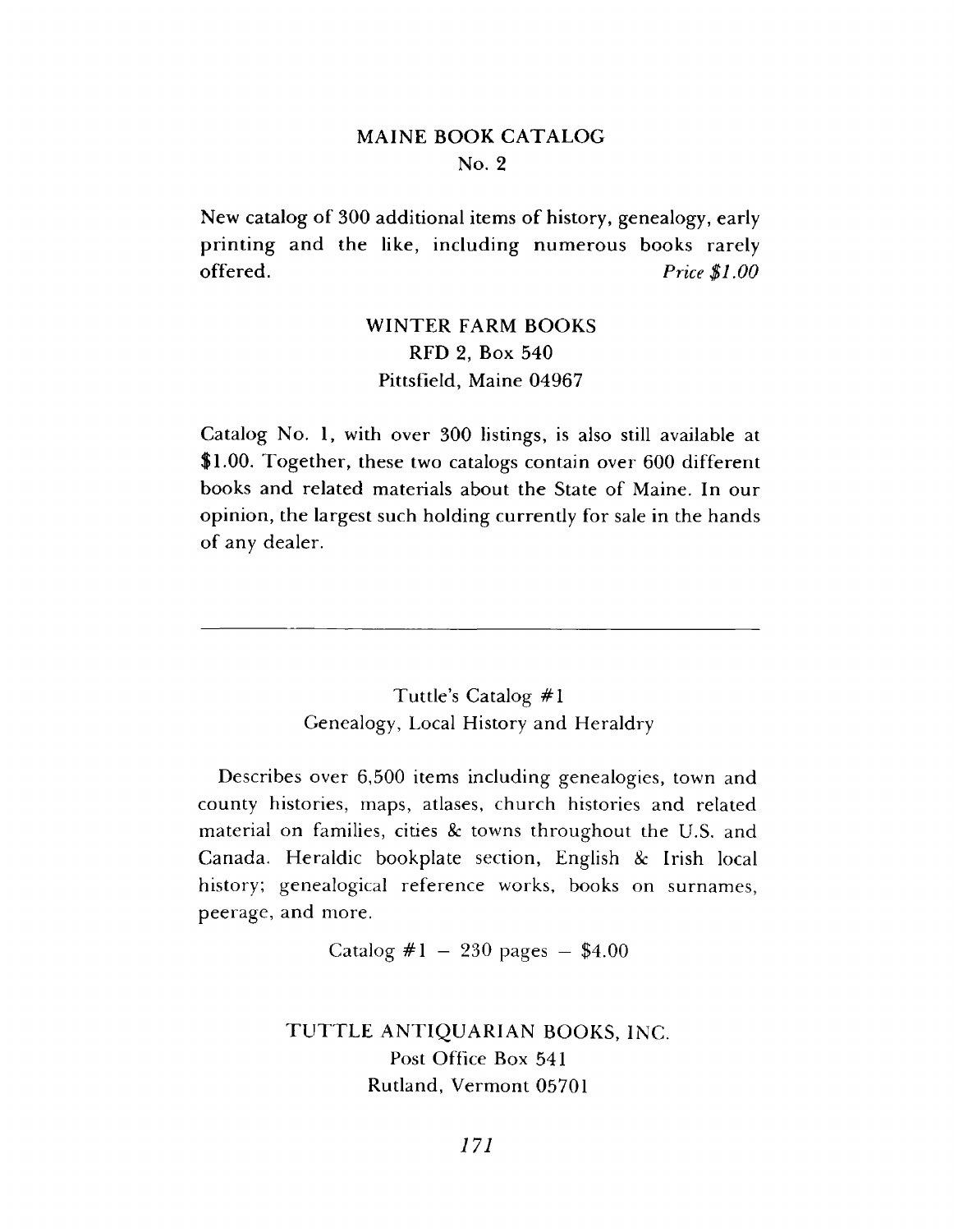## MAINE BOOK CATALOG
### No. 2

New catalog of 300 additional items of history, genealogy, early printing and the like, including numerous books rarely offered. *Price $1.00*

**WINTER FARM BOOKS**
RFD 2, Box 540
Pittsfield, Maine 04967

Catalog No. 1, with over 300 listings, is also still available at $1.00. Together, these two catalogs contain over 600 different books and related materials about the State of Maine. In our opinion, the largest such holding currently for sale in the hands of any dealer.

---

## Tuttle's Catalog #1
### Genealogy, Local History and Heraldry

Describes over 6,500 items including genealogies, town and county histories, maps, atlases, church histories and related material on families, cities & towns throughout the U.S. and Canada. Heraldic bookplate section, English & Irish local history; genealogical reference works, books on surnames, peerage, and more.

Catalog #1 – 230 pages – $4.00

**TUTTLE ANTIQUARIAN BOOKS, INC.**
Post Office Box 541
Rutland, Vermont 05701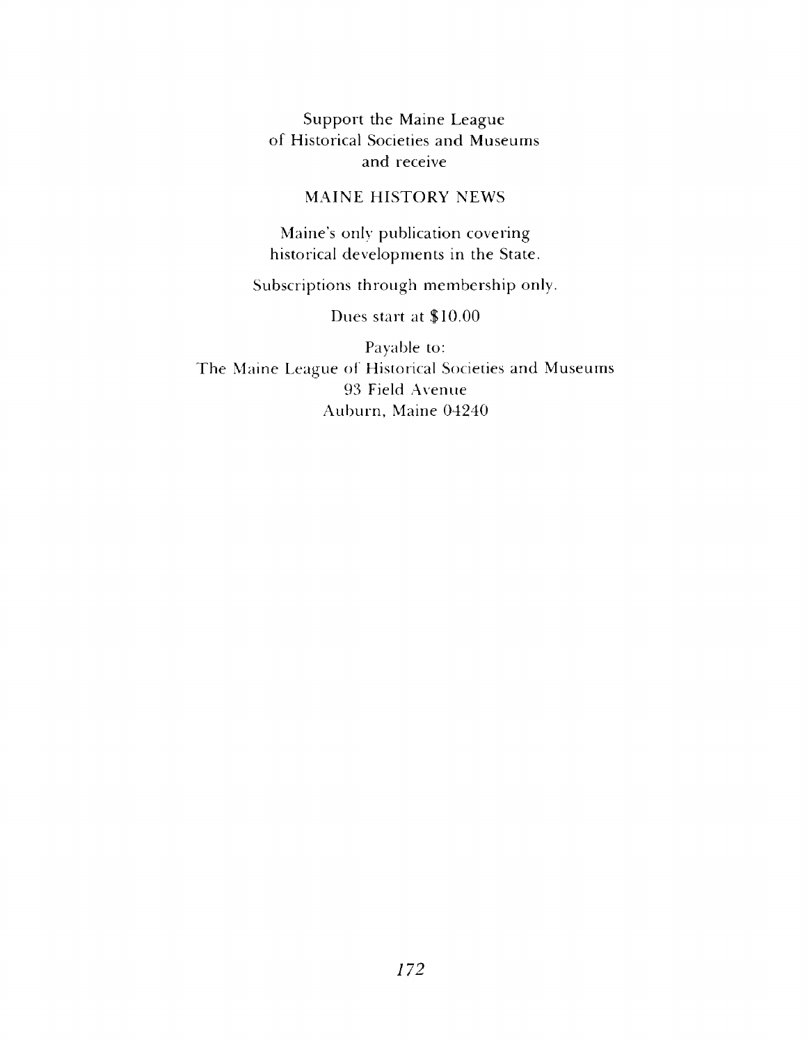Support the Maine League
of Historical Societies and Museums
and receive

MAINE HISTORY NEWS

Maine's only publication covering
historical developments in the State.

Subscriptions through membership only.

Dues start at $10.00

Payable to:
The Maine League of Historical Societies and Museums
93 Field Avenue
Auburn, Maine 04240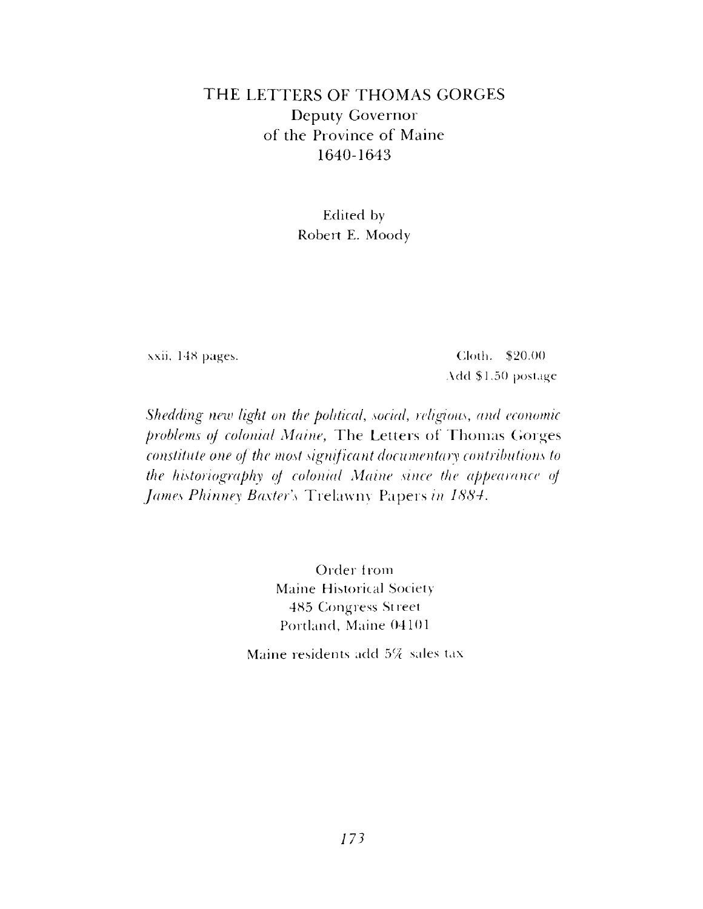# THE LETTERS OF THOMAS GORGES

## Deputy Governor of the Province of Maine 1640-1643

Edited by
Robert E. Moody

xxii, 148 pages.

Cloth. $20.00
Add $1.50 postage

*Shedding new light on the political, social, religious, and economic problems of colonial Maine,* The Letters of Thomas Gorges *constitute one of the most significant documentary contributions to the historiography of colonial Maine since the appearance of James Phinney Baxter's* Trelawny Papers *in 1884.*

Order from
Maine Historical Society
485 Congress Street
Portland, Maine 04101

Maine residents add 5% sales tax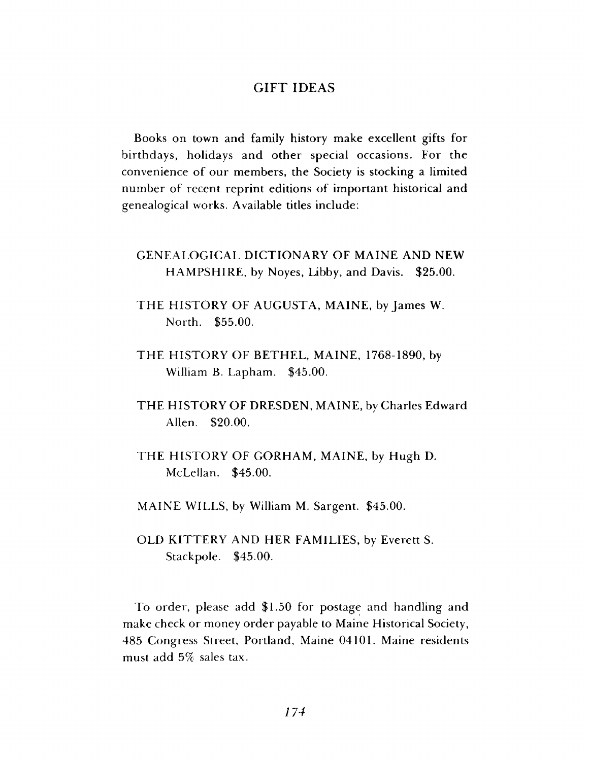## GIFT IDEAS

Books on town and family history make excellent gifts for birthdays, holidays and other special occasions. For the convenience of our members, the Society is stocking a limited number of recent reprint editions of important historical and genealogical works. Available titles include:

GENEALOGICAL DICTIONARY OF MAINE AND NEW HAMPSHIRE, by Noyes, Libby, and Davis. $25.00.

THE HISTORY OF AUGUSTA, MAINE, by James W. North. $55.00.

THE HISTORY OF BETHEL, MAINE, 1768-1890, by William B. Lapham. $45.00.

THE HISTORY OF DRESDEN, MAINE, by Charles Edward Allen. $20.00.

THE HISTORY OF GORHAM, MAINE, by Hugh D. McLellan. $45.00.

MAINE WILLS, by William M. Sargent. $45.00.

OLD KITTERY AND HER FAMILIES, by Everett S. Stackpole. $45.00.

To order, please add $1.50 for postage and handling and make check or money order payable to Maine Historical Society, 485 Congress Street, Portland, Maine 04101. Maine residents must add 5% sales tax.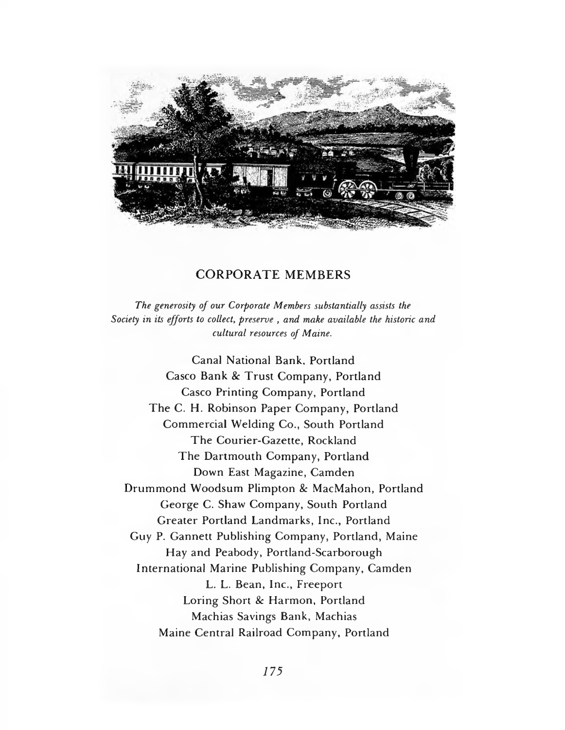## CORPORATE MEMBERS

*The generosity of our Corporate Members substantially assists the Society in its efforts to collect, preserve , and make available the historic and cultural resources of Maine.*

Canal National Bank, Portland
Casco Bank & Trust Company, Portland
Casco Printing Company, Portland
The C. H. Robinson Paper Company, Portland
Commercial Welding Co., South Portland
The Courier-Gazette, Rockland
The Dartmouth Company, Portland
Down East Magazine, Camden
Drummond Woodsum Plimpton & MacMahon, Portland
George C. Shaw Company, South Portland
Greater Portland Landmarks, Inc., Portland
Guy P. Gannett Publishing Company, Portland, Maine
Hay and Peabody, Portland-Scarborough
International Marine Publishing Company, Camden
L. L. Bean, Inc., Freeport
Loring Short & Harmon, Portland
Machias Savings Bank, Machias
Maine Central Railroad Company, Portland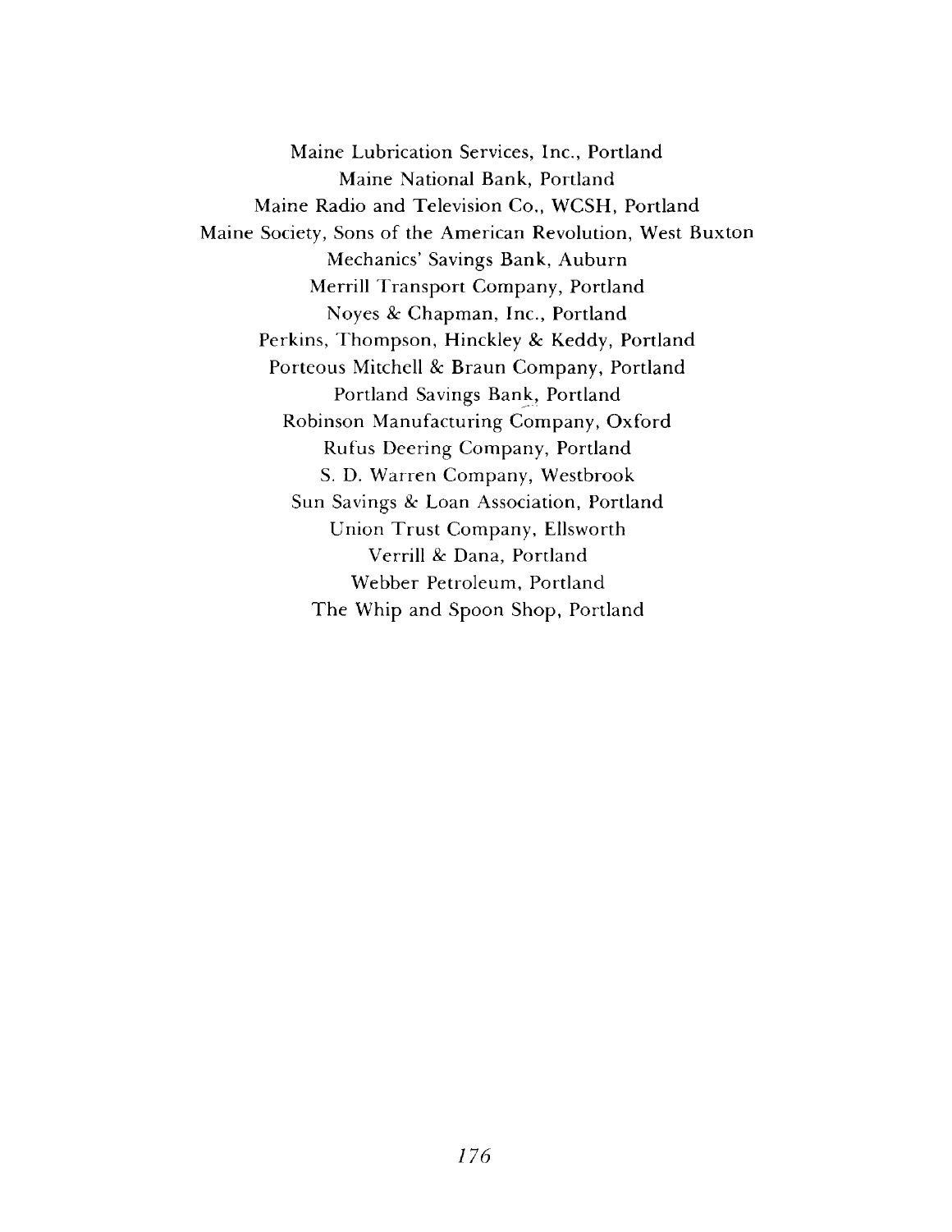Maine Lubrication Services, Inc., Portland
Maine National Bank, Portland
Maine Radio and Television Co., WCSH, Portland
Maine Society, Sons of the American Revolution, West Buxton
Mechanics' Savings Bank, Auburn
Merrill Transport Company, Portland
Noyes & Chapman, Inc., Portland
Perkins, Thompson, Hinckley & Keddy, Portland
Porteous Mitchell & Braun Company, Portland
Portland Savings Bank, Portland
Robinson Manufacturing Company, Oxford
Rufus Deering Company, Portland
S. D. Warren Company, Westbrook
Sun Savings & Loan Association, Portland
Union Trust Company, Ellsworth
Verrill & Dana, Portland
Webber Petroleum, Portland
The Whip and Spoon Shop, Portland